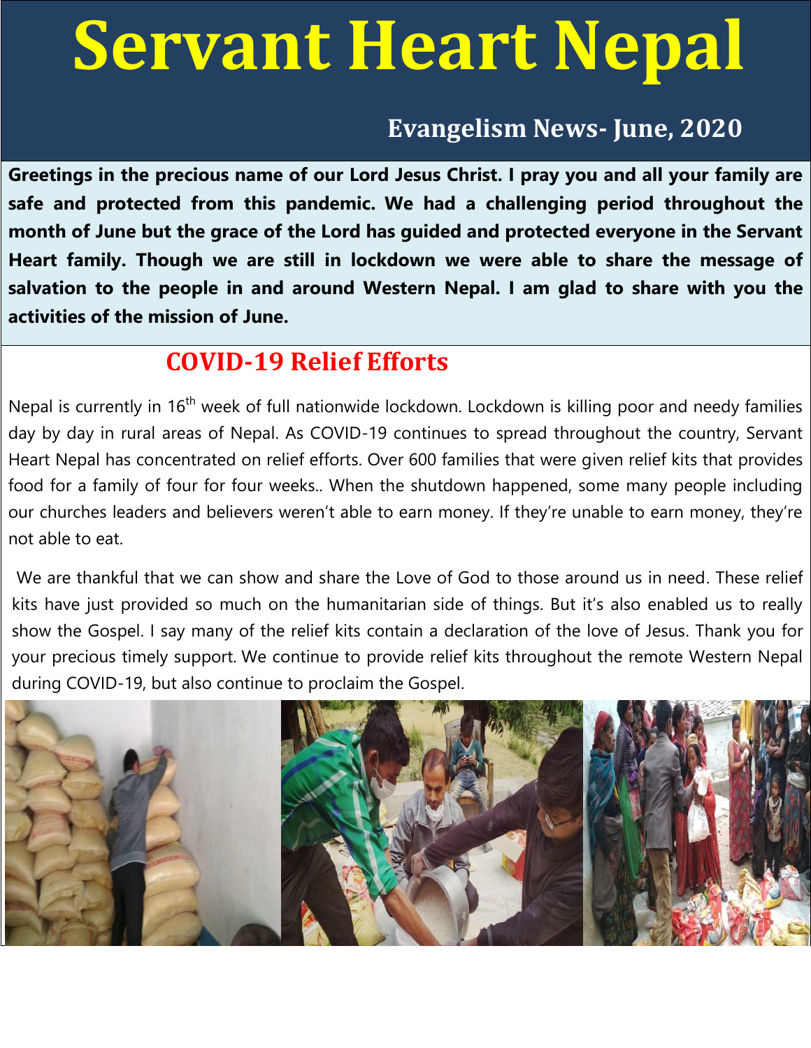# Servant Heart Nepal

## Evangelism News- June, 2020

**Greetings in the precious name of our Lord Jesus Christ. I pray you and all your family are safe and protected from this pandemic. We had a challenging period throughout the month of June but the grace of the Lord has guided and protected everyone in the Servant Heart family. Though we are still in lockdown we were able to share the message of salvation to the people in and around Western Nepal. I am glad to share with you the activities of the mission of June.**

## COVID-19 Relief Efforts

Nepal is currently in 16th week of full nationwide lockdown. Lockdown is killing poor and needy families day by day in rural areas of Nepal. As COVID-19 continues to spread throughout the country, Servant Heart Nepal has concentrated on relief efforts. Over 600 families that were given relief kits that provides food for a family of four for four weeks.. When the shutdown happened, some many people including our churches leaders and believers weren't able to earn money. If they're unable to earn money, they're not able to eat.

We are thankful that we can show and share the Love of God to those around us in need. These relief kits have just provided so much on the humanitarian side of things. But it's also enabled us to really show the Gospel. I say many of the relief kits contain a declaration of the love of Jesus. Thank you for your precious timely support. We continue to provide relief kits throughout the remote Western Nepal during COVID-19, but also continue to proclaim the Gospel.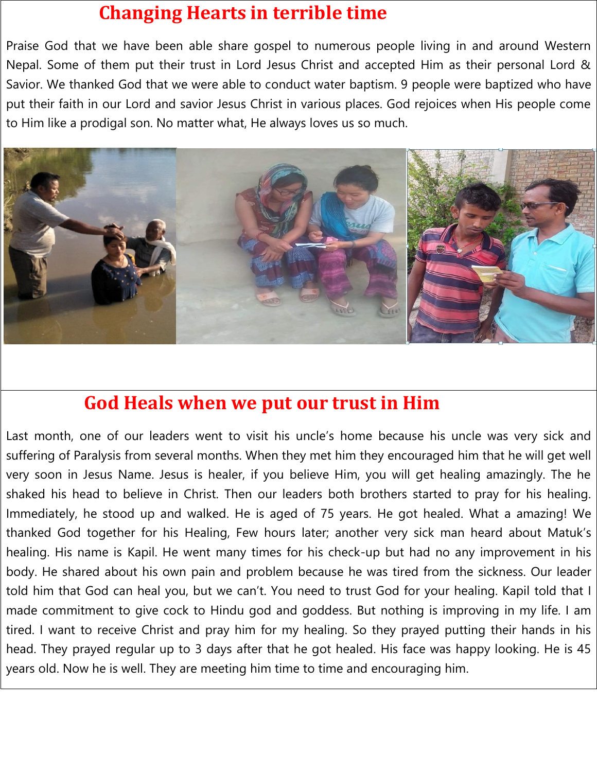## Changing Hearts in terrible time

Praise God that we have been able share gospel to numerous people living in and around Western Nepal. Some of them put their trust in Lord Jesus Christ and accepted Him as their personal Lord & Savior. We thanked God that we were able to conduct water baptism. 9 people were baptized who have put their faith in our Lord and savior Jesus Christ in various places. God rejoices when His people come to Him like a prodigal son. No matter what, He always loves us so much.

## God Heals when we put our trust in Him

Last month, one of our leaders went to visit his uncle's home because his uncle was very sick and suffering of Paralysis from several months. When they met him they encouraged him that he will get well very soon in Jesus Name. Jesus is healer, if you believe Him, you will get healing amazingly. The he shaked his head to believe in Christ. Then our leaders both brothers started to pray for his healing. Immediately, he stood up and walked. He is aged of 75 years. He got healed. What a amazing! We thanked God together for his Healing, Few hours later; another very sick man heard about Matuk's healing. His name is Kapil. He went many times for his check-up but had no any improvement in his body. He shared about his own pain and problem because he was tired from the sickness. Our leader told him that God can heal you, but we can't. You need to trust God for your healing. Kapil told that I made commitment to give cock to Hindu god and goddess. But nothing is improving in my life. I am tired. I want to receive Christ and pray him for my healing. So they prayed putting their hands in his head. They prayed regular up to 3 days after that he got healed. His face was happy looking. He is 45 years old. Now he is well. They are meeting him time to time and encouraging him.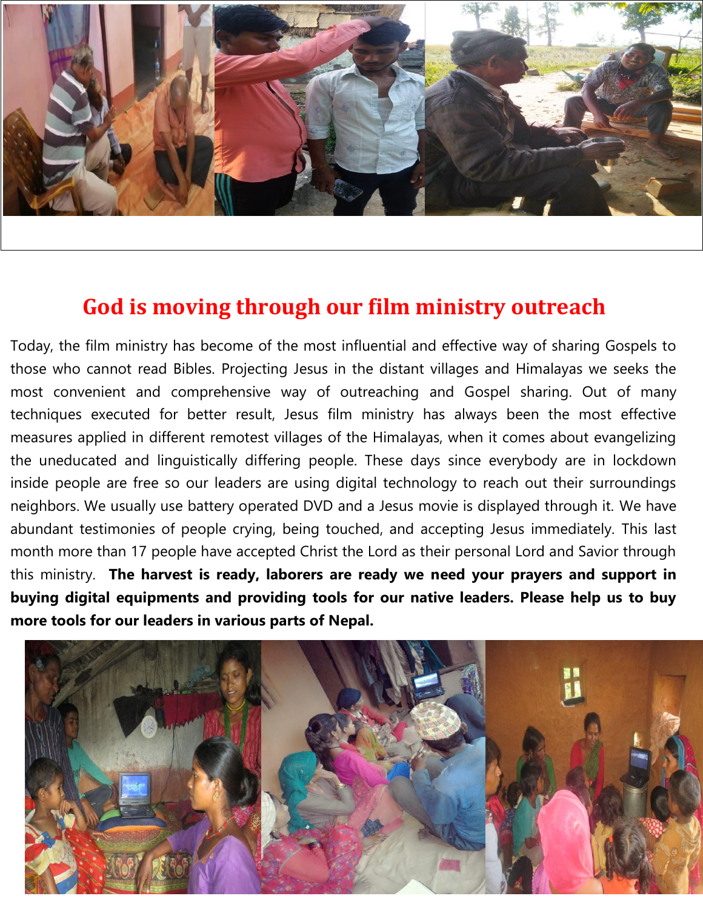# God is moving through our film ministry outreach

Today, the film ministry has become of the most influential and effective way of sharing Gospels to those who cannot read Bibles. Projecting Jesus in the distant villages and Himalayas we seeks the most convenient and comprehensive way of outreaching and Gospel sharing. Out of many techniques executed for better result, Jesus film ministry has always been the most effective measures applied in different remotest villages of the Himalayas, when it comes about evangelizing the uneducated and linguistically differing people. These days since everybody are in lockdown inside people are free so our leaders are using digital technology to reach out their surroundings neighbors. We usually use battery operated DVD and a Jesus movie is displayed through it. We have abundant testimonies of people crying, being touched, and accepting Jesus immediately. This last month more than 17 people have accepted Christ the Lord as their personal Lord and Savior through this ministry. **The harvest is ready, laborers are ready we need your prayers and support in buying digital equipments and providing tools for our native leaders. Please help us to buy more tools for our leaders in various parts of Nepal.**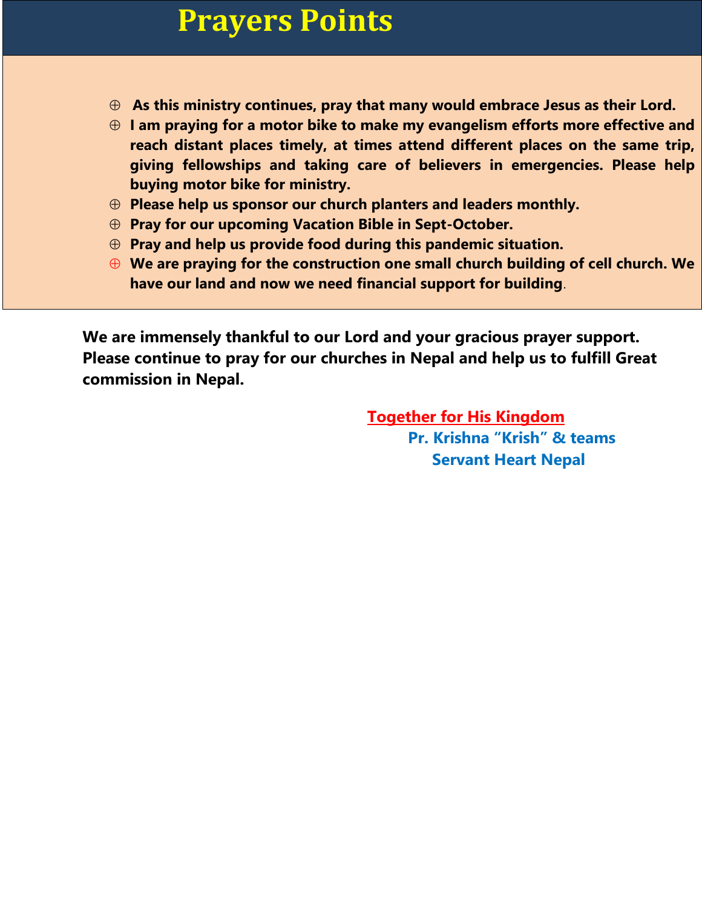# Prayers Points

- As this ministry continues, pray that many would embrace Jesus as their Lord.
- I am praying for a motor bike to make my evangelism efforts more effective and reach distant places timely, at times attend different places on the same trip, giving fellowships and taking care of believers in emergencies. Please help buying motor bike for ministry.
- Please help us sponsor our church planters and leaders monthly.
- Pray for our upcoming Vacation Bible in Sept-October.
- Pray and help us provide food during this pandemic situation.
- We are praying for the construction one small church building of cell church. We have our land and now we need financial support for building.

**We are immensely thankful to our Lord and your gracious prayer support. Please continue to pray for our churches in Nepal and help us to fulfill Great commission in Nepal.**

**Together for His Kingdom**

**Pr. Krishna "Krish" & teams**

**Servant Heart Nepal**